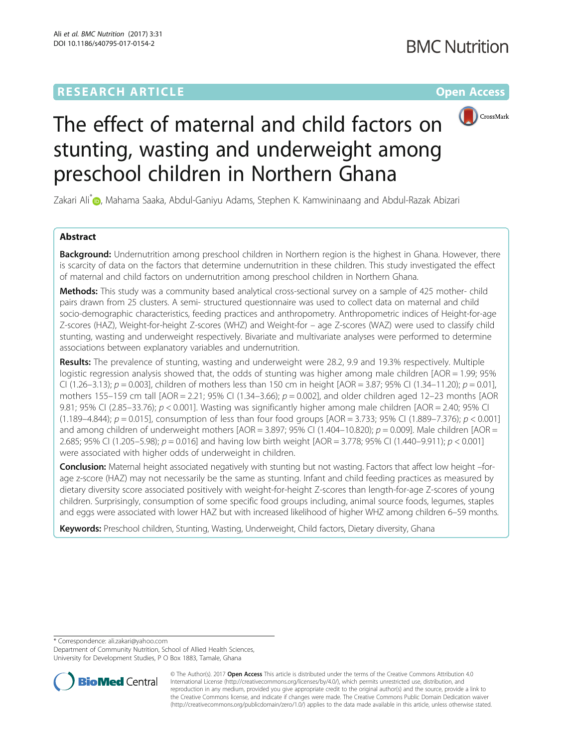RESEARCH ARTICLE

Open Access

# The effect of maternal and child factors on stunting, wasting and underweight among preschool children in Northern Ghana

Zakari Ali*, Mahama Saaka, Abdul-Ganiyu Adams, Stephen K. Kamwininaang and Abdul-Razak Abizari

## Abstract

**Background:** Undernutrition among preschool children in Northern region is the highest in Ghana. However, there is scarcity of data on the factors that determine undernutrition in these children. This study investigated the effect of maternal and child factors on undernutrition among preschool children in Northern Ghana.

**Methods:** This study was a community based analytical cross-sectional survey on a sample of 425 mother- child pairs drawn from 25 clusters. A semi- structured questionnaire was used to collect data on maternal and child socio-demographic characteristics, feeding practices and anthropometry. Anthropometric indices of Height-for-age Z-scores (HAZ), Weight-for-height Z-scores (WHZ) and Weight-for – age Z-scores (WAZ) were used to classify child stunting, wasting and underweight respectively. Bivariate and multivariate analyses were performed to determine associations between explanatory variables and undernutrition.

**Results:** The prevalence of stunting, wasting and underweight were 28.2, 9.9 and 19.3% respectively. Multiple logistic regression analysis showed that, the odds of stunting was higher among male children [AOR = 1.99; 95% CI (1.26–3.13); $p = 0.003$], children of mothers less than 150 cm in height [AOR = 3.87; 95% CI (1.34–11.20); $p = 0.01$], mothers 155–159 cm tall [AOR = 2.21; 95% CI (1.34–3.66); $p = 0.002$], and older children aged 12–23 months [AOR 9.81; 95% CI (2.85–33.76); $p < 0.001$]. Wasting was significantly higher among male children [AOR = 2.40; 95% CI (1.189–4.844); $p = 0.015$], consumption of less than four food groups [AOR = 3.733; 95% CI (1.889–7.376); $p < 0.001$] and among children of underweight mothers [AOR = 3.897; 95% CI (1.404–10.820); $p = 0.009$]. Male children [AOR = 2.685; 95% CI (1.205–5.98); $p = 0.016$] and having low birth weight [AOR = 3.778; 95% CI (1.440–9.911); $p < 0.001$] were associated with higher odds of underweight in children.

**Conclusion:** Maternal height associated negatively with stunting but not wasting. Factors that affect low height –for-age z-score (HAZ) may not necessarily be the same as stunting. Infant and child feeding practices as measured by dietary diversity score associated positively with weight-for-height Z-scores than length-for-age Z-scores of young children. Surprisingly, consumption of some specific food groups including, animal source foods, legumes, staples and eggs were associated with lower HAZ but with increased likelihood of higher WHZ among children 6–59 months.

**Keywords:** Preschool children, Stunting, Wasting, Underweight, Child factors, Dietary diversity, Ghana

---

* Correspondence: ali.zakari@yahoo.com
Department of Community Nutrition, School of Allied Health Sciences, University for Development Studies, P O Box 1883, Tamale, Ghana

© The Author(s). 2017 **Open Access** This article is distributed under the terms of the Creative Commons Attribution 4.0 International License (http://creativecommons.org/licenses/by/4.0/), which permits unrestricted use, distribution, and reproduction in any medium, provided you give appropriate credit to the original author(s) and the source, provide a link to the Creative Commons license, and indicate if changes were made. The Creative Commons Public Domain Dedication waiver (http://creativecommons.org/publicdomain/zero/1.0/) applies to the data made available in this article, unless otherwise stated.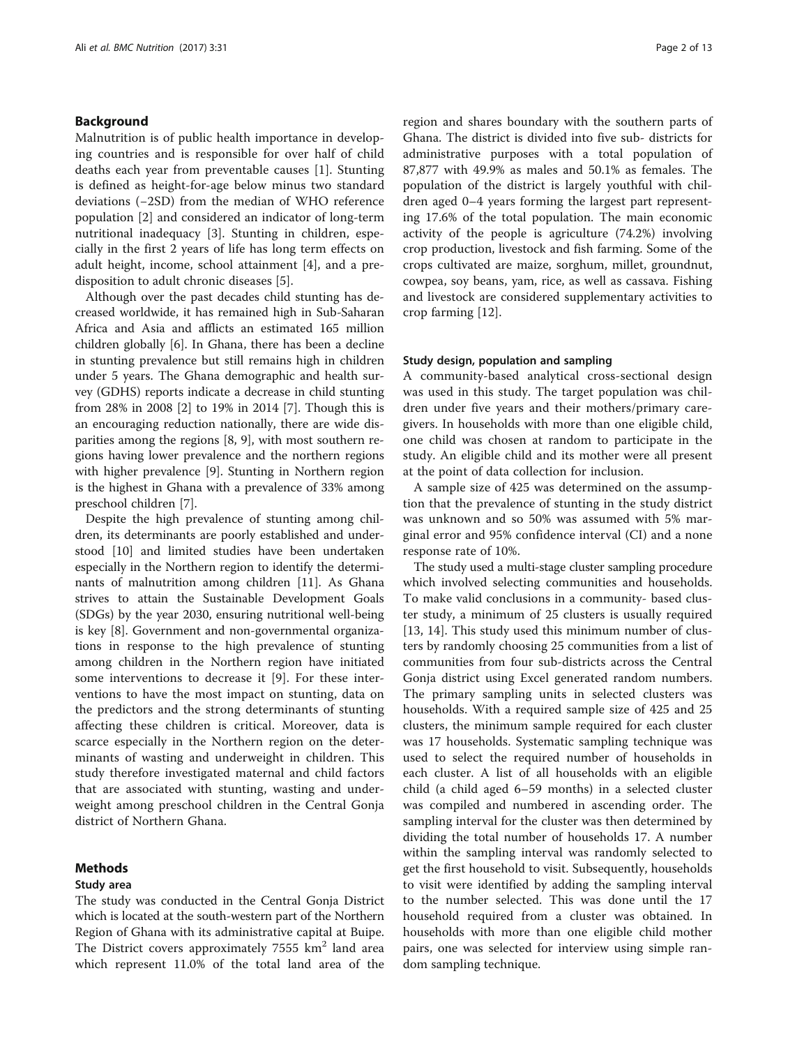## Background

Malnutrition is of public health importance in developing countries and is responsible for over half of child deaths each year from preventable causes [1]. Stunting is defined as height-for-age below minus two standard deviations (−2SD) from the median of WHO reference population [2] and considered an indicator of long-term nutritional inadequacy [3]. Stunting in children, especially in the first 2 years of life has long term effects on adult height, income, school attainment [4], and a predisposition to adult chronic diseases [5].

Although over the past decades child stunting has decreased worldwide, it has remained high in Sub-Saharan Africa and Asia and afflicts an estimated 165 million children globally [6]. In Ghana, there has been a decline in stunting prevalence but still remains high in children under 5 years. The Ghana demographic and health survey (GDHS) reports indicate a decrease in child stunting from 28% in 2008 [2] to 19% in 2014 [7]. Though this is an encouraging reduction nationally, there are wide disparities among the regions [8, 9], with most southern regions having lower prevalence and the northern regions with higher prevalence [9]. Stunting in Northern region is the highest in Ghana with a prevalence of 33% among preschool children [7].

Despite the high prevalence of stunting among children, its determinants are poorly established and understood [10] and limited studies have been undertaken especially in the Northern region to identify the determinants of malnutrition among children [11]. As Ghana strives to attain the Sustainable Development Goals (SDGs) by the year 2030, ensuring nutritional well-being is key [8]. Government and non-governmental organizations in response to the high prevalence of stunting among children in the Northern region have initiated some interventions to decrease it [9]. For these interventions to have the most impact on stunting, data on the predictors and the strong determinants of stunting affecting these children is critical. Moreover, data is scarce especially in the Northern region on the determinants of wasting and underweight in children. This study therefore investigated maternal and child factors that are associated with stunting, wasting and underweight among preschool children in the Central Gonja district of Northern Ghana.

## Methods

### Study area

The study was conducted in the Central Gonja District which is located at the south-western part of the Northern Region of Ghana with its administrative capital at Buipe. The District covers approximately 7555 km$^2$ land area which represent 11.0% of the total land area of the region and shares boundary with the southern parts of Ghana. The district is divided into five sub- districts for administrative purposes with a total population of 87,877 with 49.9% as males and 50.1% as females. The population of the district is largely youthful with children aged 0–4 years forming the largest part representing 17.6% of the total population. The main economic activity of the people is agriculture (74.2%) involving crop production, livestock and fish farming. Some of the crops cultivated are maize, sorghum, millet, groundnut, cowpea, soy beans, yam, rice, as well as cassava. Fishing and livestock are considered supplementary activities to crop farming [12].

### Study design, population and sampling

A community-based analytical cross-sectional design was used in this study. The target population was children under five years and their mothers/primary caregivers. In households with more than one eligible child, one child was chosen at random to participate in the study. An eligible child and its mother were all present at the point of data collection for inclusion.

A sample size of 425 was determined on the assumption that the prevalence of stunting in the study district was unknown and so 50% was assumed with 5% marginal error and 95% confidence interval (CI) and a none response rate of 10%.

The study used a multi-stage cluster sampling procedure which involved selecting communities and households. To make valid conclusions in a community- based cluster study, a minimum of 25 clusters is usually required [13, 14]. This study used this minimum number of clusters by randomly choosing 25 communities from a list of communities from four sub-districts across the Central Gonja district using Excel generated random numbers. The primary sampling units in selected clusters was households. With a required sample size of 425 and 25 clusters, the minimum sample required for each cluster was 17 households. Systematic sampling technique was used to select the required number of households in each cluster. A list of all households with an eligible child (a child aged 6–59 months) in a selected cluster was compiled and numbered in ascending order. The sampling interval for the cluster was then determined by dividing the total number of households 17. A number within the sampling interval was randomly selected to get the first household to visit. Subsequently, households to visit were identified by adding the sampling interval to the number selected. This was done until the 17 household required from a cluster was obtained. In households with more than one eligible child mother pairs, one was selected for interview using simple random sampling technique.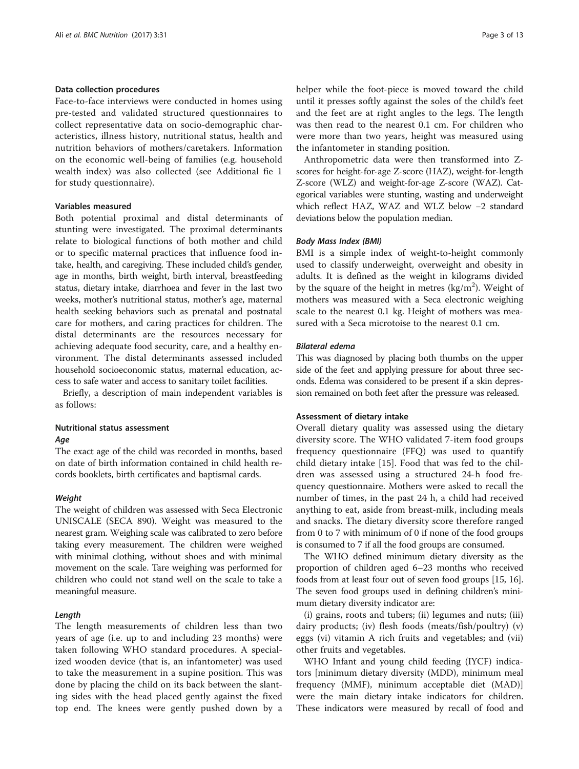### Data collection procedures

Face-to-face interviews were conducted in homes using pre-tested and validated structured questionnaires to collect representative data on socio-demographic characteristics, illness history, nutritional status, health and nutrition behaviors of mothers/caretakers. Information on the economic well-being of families (e.g. household wealth index) was also collected (see Additional fie 1 for study questionnaire).

### Variables measured

Both potential proximal and distal determinants of stunting were investigated. The proximal determinants relate to biological functions of both mother and child or to specific maternal practices that influence food intake, health, and caregiving. These included child's gender, age in months, birth weight, birth interval, breastfeeding status, dietary intake, diarrhoea and fever in the last two weeks, mother's nutritional status, mother's age, maternal health seeking behaviors such as prenatal and postnatal care for mothers, and caring practices for children. The distal determinants are the resources necessary for achieving adequate food security, care, and a healthy environment. The distal determinants assessed included household socioeconomic status, maternal education, access to safe water and access to sanitary toilet facilities.

Briefly, a description of main independent variables is as follows:

### Nutritional status assessment

#### *Age*

The exact age of the child was recorded in months, based on date of birth information contained in child health records booklets, birth certificates and baptismal cards.

#### *Weight*

The weight of children was assessed with Seca Electronic UNISCALE (SECA 890). Weight was measured to the nearest gram. Weighing scale was calibrated to zero before taking every measurement. The children were weighed with minimal clothing, without shoes and with minimal movement on the scale. Tare weighing was performed for children who could not stand well on the scale to take a meaningful measure.

#### *Length*

The length measurements of children less than two years of age (i.e. up to and including 23 months) were taken following WHO standard procedures. A specialized wooden device (that is, an infantometer) was used to take the measurement in a supine position. This was done by placing the child on its back between the slanting sides with the head placed gently against the fixed top end. The knees were gently pushed down by a helper while the foot-piece is moved toward the child until it presses softly against the soles of the child's feet and the feet are at right angles to the legs. The length was then read to the nearest 0.1 cm. For children who were more than two years, height was measured using the infantometer in standing position.

Anthropometric data were then transformed into Z-scores for height-for-age Z-score (HAZ), weight-for-length Z-score (WLZ) and weight-for-age Z-score (WAZ). Categorical variables were stunting, wasting and underweight which reflect HAZ, WAZ and WLZ below −2 standard deviations below the population median.

#### *Body Mass Index (BMI)*

BMI is a simple index of weight-to-height commonly used to classify underweight, overweight and obesity in adults. It is defined as the weight in kilograms divided by the square of the height in metres ($kg/m^2$). Weight of mothers was measured with a Seca electronic weighing scale to the nearest 0.1 kg. Height of mothers was measured with a Seca microtoise to the nearest 0.1 cm.

#### *Bilateral edema*

This was diagnosed by placing both thumbs on the upper side of the feet and applying pressure for about three seconds. Edema was considered to be present if a skin depression remained on both feet after the pressure was released.

### Assessment of dietary intake

Overall dietary quality was assessed using the dietary diversity score. The WHO validated 7-item food groups frequency questionnaire (FFQ) was used to quantify child dietary intake [15]. Food that was fed to the children was assessed using a structured 24-h food frequency questionnaire. Mothers were asked to recall the number of times, in the past 24 h, a child had received anything to eat, aside from breast-milk, including meals and snacks. The dietary diversity score therefore ranged from 0 to 7 with minimum of 0 if none of the food groups is consumed to 7 if all the food groups are consumed.

The WHO defined minimum dietary diversity as the proportion of children aged 6–23 months who received foods from at least four out of seven food groups [15, 16]. The seven food groups used in defining children's minimum dietary diversity indicator are:

(i) grains, roots and tubers; (ii) legumes and nuts; (iii) dairy products; (iv) flesh foods (meats/fish/poultry) (v) eggs (vi) vitamin A rich fruits and vegetables; and (vii) other fruits and vegetables.

WHO Infant and young child feeding (IYCF) indicators [minimum dietary diversity (MDD), minimum meal frequency (MMF), minimum acceptable diet (MAD)] were the main dietary intake indicators for children. These indicators were measured by recall of food and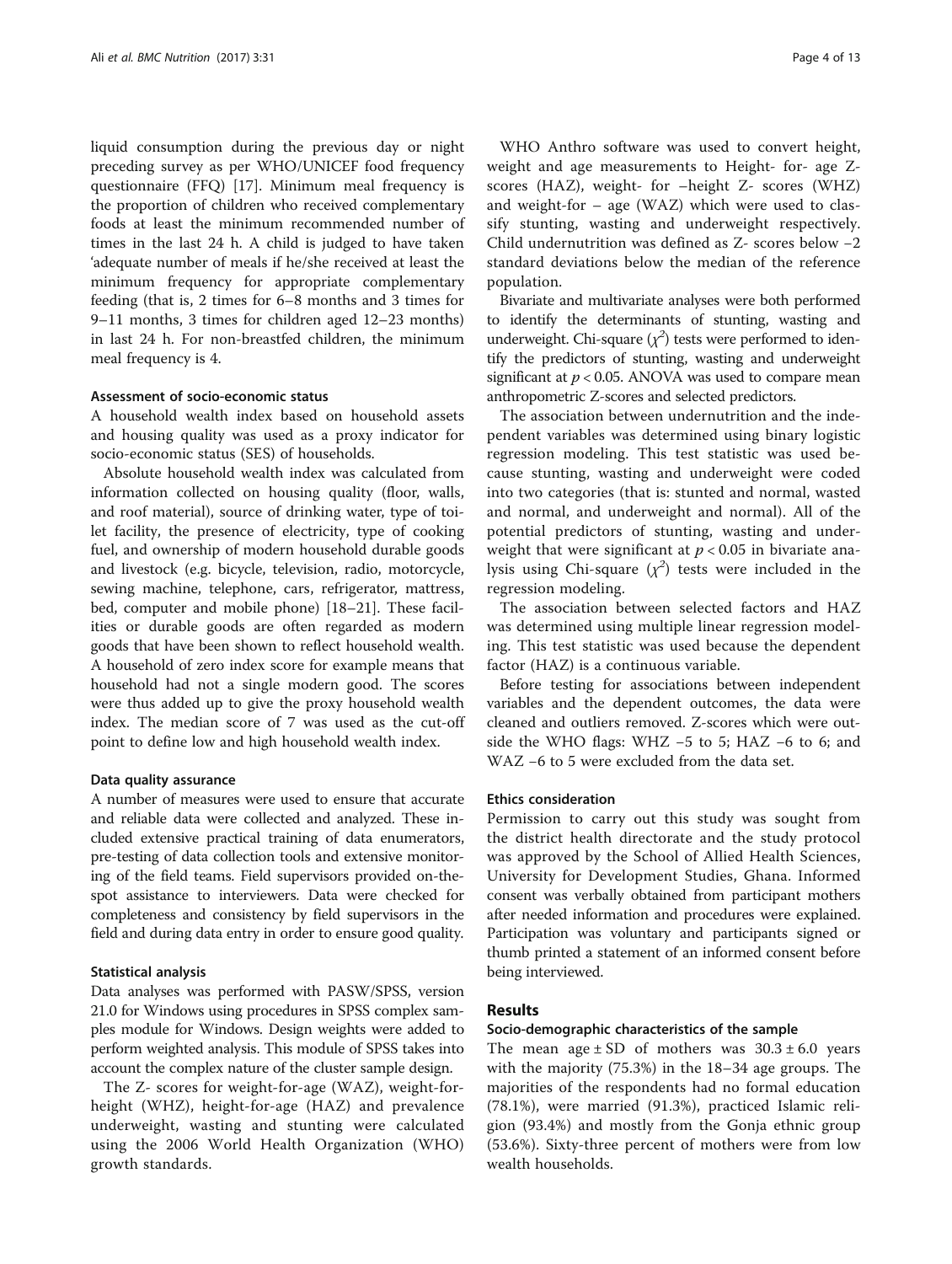liquid consumption during the previous day or night preceding survey as per WHO/UNICEF food frequency questionnaire (FFQ) [17]. Minimum meal frequency is the proportion of children who received complementary foods at least the minimum recommended number of times in the last 24 h. A child is judged to have taken 'adequate number of meals if he/she received at least the minimum frequency for appropriate complementary feeding (that is, 2 times for 6–8 months and 3 times for 9–11 months, 3 times for children aged 12–23 months) in last 24 h. For non-breastfed children, the minimum meal frequency is 4.

#### Assessment of socio-economic status

A household wealth index based on household assets and housing quality was used as a proxy indicator for socio-economic status (SES) of households.

Absolute household wealth index was calculated from information collected on housing quality (floor, walls, and roof material), source of drinking water, type of toilet facility, the presence of electricity, type of cooking fuel, and ownership of modern household durable goods and livestock (e.g. bicycle, television, radio, motorcycle, sewing machine, telephone, cars, refrigerator, mattress, bed, computer and mobile phone) [18–21]. These facilities or durable goods are often regarded as modern goods that have been shown to reflect household wealth. A household of zero index score for example means that household had not a single modern good. The scores were thus added up to give the proxy household wealth index. The median score of 7 was used as the cut-off point to define low and high household wealth index.

#### Data quality assurance

A number of measures were used to ensure that accurate and reliable data were collected and analyzed. These included extensive practical training of data enumerators, pre-testing of data collection tools and extensive monitoring of the field teams. Field supervisors provided on-the-spot assistance to interviewers. Data were checked for completeness and consistency by field supervisors in the field and during data entry in order to ensure good quality.

#### Statistical analysis

Data analyses was performed with PASW/SPSS, version 21.0 for Windows using procedures in SPSS complex samples module for Windows. Design weights were added to perform weighted analysis. This module of SPSS takes into account the complex nature of the cluster sample design.

The Z- scores for weight-for-age (WAZ), weight-for-height (WHZ), height-for-age (HAZ) and prevalence underweight, wasting and stunting were calculated using the 2006 World Health Organization (WHO) growth standards.

WHO Anthro software was used to convert height, weight and age measurements to Height- for- age Z-scores (HAZ), weight- for –height Z- scores (WHZ) and weight-for – age (WAZ) which were used to classify stunting, wasting and underweight respectively. Child undernutrition was defined as Z- scores below −2 standard deviations below the median of the reference population.

Bivariate and multivariate analyses were both performed to identify the determinants of stunting, wasting and underweight. Chi-square ($\chi^2$) tests were performed to identify the predictors of stunting, wasting and underweight significant at $p < 0.05$. ANOVA was used to compare mean anthropometric Z-scores and selected predictors.

The association between undernutrition and the independent variables was determined using binary logistic regression modeling. This test statistic was used because stunting, wasting and underweight were coded into two categories (that is: stunted and normal, wasted and normal, and underweight and normal). All of the potential predictors of stunting, wasting and underweight that were significant at $p < 0.05$ in bivariate analysis using Chi-square ($\chi^2$) tests were included in the regression modeling.

The association between selected factors and HAZ was determined using multiple linear regression modeling. This test statistic was used because the dependent factor (HAZ) is a continuous variable.

Before testing for associations between independent variables and the dependent outcomes, the data were cleaned and outliers removed. Z-scores which were outside the WHO flags: WHZ −5 to 5; HAZ −6 to 6; and WAZ −6 to 5 were excluded from the data set.

#### Ethics consideration

Permission to carry out this study was sought from the district health directorate and the study protocol was approved by the School of Allied Health Sciences, University for Development Studies, Ghana. Informed consent was verbally obtained from participant mothers after needed information and procedures were explained. Participation was voluntary and participants signed or thumb printed a statement of an informed consent before being interviewed.

## Results

#### Socio-demographic characteristics of the sample

The mean age ± SD of mothers was 30.3 ± 6.0 years with the majority (75.3%) in the 18–34 age groups. The majorities of the respondents had no formal education (78.1%), were married (91.3%), practiced Islamic religion (93.4%) and mostly from the Gonja ethnic group (53.6%). Sixty-three percent of mothers were from low wealth households.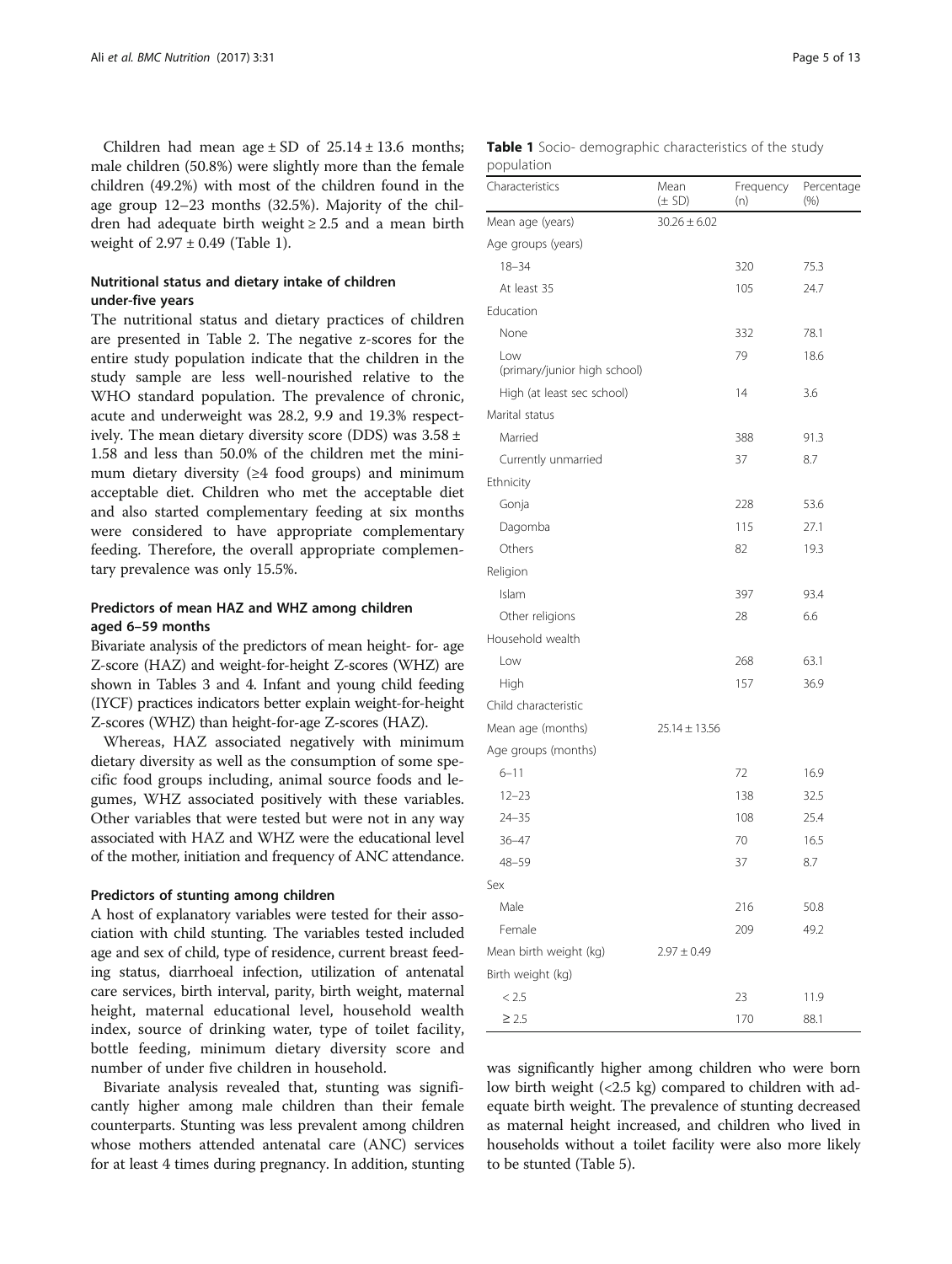Children had mean age ± SD of 25.14 ± 13.6 months; male children (50.8%) were slightly more than the female children (49.2%) with most of the children found in the age group 12–23 months (32.5%). Majority of the children had adequate birth weight ≥ 2.5 and a mean birth weight of 2.97 ± 0.49 (Table 1).

**Table 1** Socio- demographic characteristics of the study population

| Characteristics | Mean (± SD) | Frequency (n) | Percentage (%) |
|---|---|---|---|
| Mean age (years) | 30.26 ± 6.02 | | |
| Age groups (years) | | | |
| 18–34 | | 320 | 75.3 |
| At least 35 | | 105 | 24.7 |
| Education | | | |
| None | | 332 | 78.1 |
| Low (primary/junior high school) | | 79 | 18.6 |
| High (at least sec school) | | 14 | 3.6 |
| Marital status | | | |
| Married | | 388 | 91.3 |
| Currently unmarried | | 37 | 8.7 |
| Ethnicity | | | |
| Gonja | | 228 | 53.6 |
| Dagomba | | 115 | 27.1 |
| Others | | 82 | 19.3 |
| Religion | | | |
| Islam | | 397 | 93.4 |
| Other religions | | 28 | 6.6 |
| Household wealth | | | |
| Low | | 268 | 63.1 |
| High | | 157 | 36.9 |
| Child characteristic | | | |
| Mean age (months) | 25.14 ± 13.56 | | |
| Age groups (months) | | | |
| 6–11 | | 72 | 16.9 |
| 12–23 | | 138 | 32.5 |
| 24–35 | | 108 | 25.4 |
| 36–47 | | 70 | 16.5 |
| 48–59 | | 37 | 8.7 |
| Sex | | | |
| Male | | 216 | 50.8 |
| Female | | 209 | 49.2 |
| Mean birth weight (kg) | 2.97 ± 0.49 | | |
| Birth weight (kg) | | | |
| < 2.5 | | 23 | 11.9 |
| ≥ 2.5 | | 170 | 88.1 |

## Nutritional status and dietary intake of children under-five years

The nutritional status and dietary practices of children are presented in Table 2. The negative z-scores for the entire study population indicate that the children in the study sample are less well-nourished relative to the WHO standard population. The prevalence of chronic, acute and underweight was 28.2, 9.9 and 19.3% respectively. The mean dietary diversity score (DDS) was 3.58 ± 1.58 and less than 50.0% of the children met the minimum dietary diversity (≥4 food groups) and minimum acceptable diet. Children who met the acceptable diet and also started complementary feeding at six months were considered to have appropriate complementary feeding. Therefore, the overall appropriate complementary prevalence was only 15.5%.

## Predictors of mean HAZ and WHZ among children aged 6–59 months

Bivariate analysis of the predictors of mean height- for- age Z-score (HAZ) and weight-for-height Z-scores (WHZ) are shown in Tables 3 and 4. Infant and young child feeding (IYCF) practices indicators better explain weight-for-height Z-scores (WHZ) than height-for-age Z-scores (HAZ).

Whereas, HAZ associated negatively with minimum dietary diversity as well as the consumption of some specific food groups including, animal source foods and legumes, WHZ associated positively with these variables. Other variables that were tested but were not in any way associated with HAZ and WHZ were the educational level of the mother, initiation and frequency of ANC attendance.

### Predictors of stunting among children

A host of explanatory variables were tested for their association with child stunting. The variables tested included age and sex of child, type of residence, current breast feeding status, diarrhoeal infection, utilization of antenatal care services, birth interval, parity, birth weight, maternal height, maternal educational level, household wealth index, source of drinking water, type of toilet facility, bottle feeding, minimum dietary diversity score and number of under five children in household.

Bivariate analysis revealed that, stunting was significantly higher among male children than their female counterparts. Stunting was less prevalent among children whose mothers attended antenatal care (ANC) services for at least 4 times during pregnancy. In addition, stunting was significantly higher among children who were born low birth weight (<2.5 kg) compared to children with adequate birth weight. The prevalence of stunting decreased as maternal height increased, and children who lived in households without a toilet facility were also more likely to be stunted (Table 5).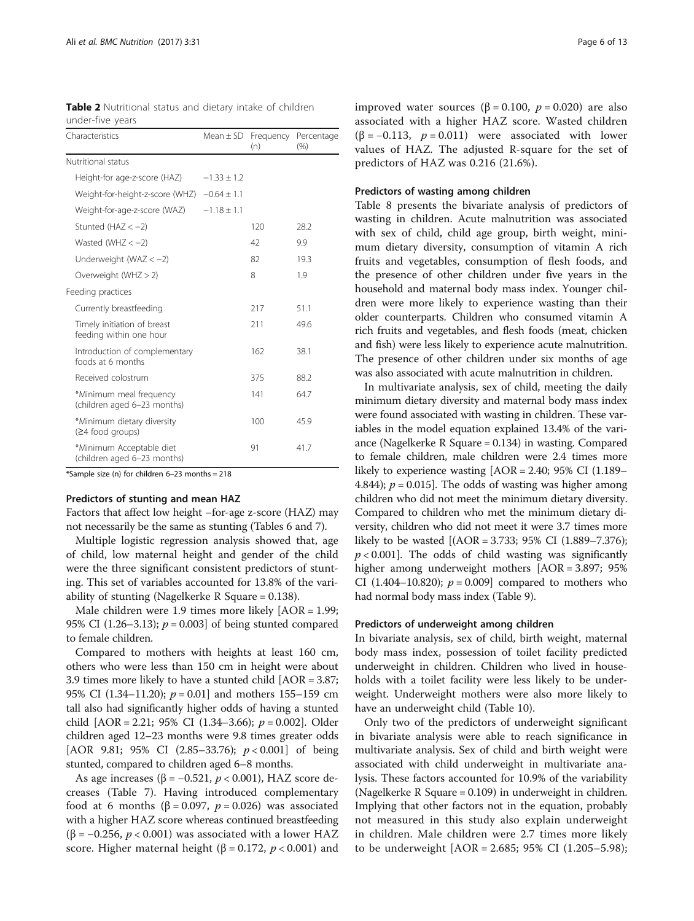**Table 2** Nutritional status and dietary intake of children under-five years

| Characteristics | Mean ± SD | Frequency (n) | Percentage (%) |
|---|---|---|---|
| Nutritional status | | | |
| Height-for age-z-score (HAZ) | −1.33 ± 1.2 | | |
| Weight-for-height-z-score (WHZ) | −0.64 ± 1.1 | | |
| Weight-for-age-z-score (WAZ) | −1.18 ± 1.1 | | |
| Stunted (HAZ < −2) | | 120 | 28.2 |
| Wasted (WHZ < −2) | | 42 | 9.9 |
| Underweight (WAZ < −2) | | 82 | 19.3 |
| Overweight (WHZ > 2) | | 8 | 1.9 |
| Feeding practices | | | |
| Currently breastfeeding | | 217 | 51.1 |
| Timely initiation of breast feeding within one hour | | 211 | 49.6 |
| Introduction of complementary foods at 6 months | | 162 | 38.1 |
| Received colostrum | | 375 | 88.2 |
| *Minimum meal frequency (children aged 6–23 months) | | 141 | 64.7 |
| *Minimum dietary diversity (≥4 food groups) | | 100 | 45.9 |
| *Minimum Acceptable diet (children aged 6–23 months) | | 91 | 41.7 |

*Sample size (n) for children 6–23 months = 218

### Predictors of stunting and mean HAZ

Factors that affect low height –for-age z-score (HAZ) may not necessarily be the same as stunting (Tables 6 and 7).

Multiple logistic regression analysis showed that, age of child, low maternal height and gender of the child were the three significant consistent predictors of stunting. This set of variables accounted for 13.8% of the variability of stunting (Nagelkerke R Square = 0.138).

Male children were 1.9 times more likely [AOR = 1.99; 95% CI (1.26–3.13); $p = 0.003$] of being stunted compared to female children.

Compared to mothers with heights at least 160 cm, others who were less than 150 cm in height were about 3.9 times more likely to have a stunted child [AOR = 3.87; 95% CI (1.34–11.20); $p = 0.01$] and mothers 155–159 cm tall also had significantly higher odds of having a stunted child [AOR = 2.21; 95% CI (1.34–3.66); $p = 0.002$]. Older children aged 12–23 months were 9.8 times greater odds [AOR 9.81; 95% CI (2.85–33.76); $p < 0.001$] of being stunted, compared to children aged 6–8 months.

As age increases ($\beta = -0.521$, $p < 0.001$), HAZ score decreases (Table 7). Having introduced complementary food at 6 months ($\beta = 0.097$, $p = 0.026$) was associated with a higher HAZ score whereas continued breastfeeding ($\beta = -0.256$, $p < 0.001$) was associated with a lower HAZ score. Higher maternal height ($\beta = 0.172$, $p < 0.001$) and improved water sources ($\beta = 0.100$, $p = 0.020$) are also associated with a higher HAZ score. Wasted children ($\beta = -0.113$, $p = 0.011$) were associated with lower values of HAZ. The adjusted R-square for the set of predictors of HAZ was 0.216 (21.6%).

### Predictors of wasting among children

Table 8 presents the bivariate analysis of predictors of wasting in children. Acute malnutrition was associated with sex of child, child age group, birth weight, minimum dietary diversity, consumption of vitamin A rich fruits and vegetables, consumption of flesh foods, and the presence of other children under five years in the household and maternal body mass index. Younger children were more likely to experience wasting than their older counterparts. Children who consumed vitamin A rich fruits and vegetables, and flesh foods (meat, chicken and fish) were less likely to experience acute malnutrition. The presence of other children under six months of age was also associated with acute malnutrition in children.

In multivariate analysis, sex of child, meeting the daily minimum dietary diversity and maternal body mass index were found associated with wasting in children. These variables in the model equation explained 13.4% of the variance (Nagelkerke R Square = 0.134) in wasting. Compared to female children, male children were 2.4 times more likely to experience wasting [AOR = 2.40; 95% CI (1.189–4.844); $p = 0.015$]. The odds of wasting was higher among children who did not meet the minimum dietary diversity. Compared to children who met the minimum dietary diversity, children who did not meet it were 3.7 times more likely to be wasted [(AOR = 3.733; 95% CI (1.889–7.376); $p < 0.001$]. The odds of child wasting was significantly higher among underweight mothers [AOR = 3.897; 95% CI (1.404–10.820); $p = 0.009$] compared to mothers who had normal body mass index (Table 9).

### Predictors of underweight among children

In bivariate analysis, sex of child, birth weight, maternal body mass index, possession of toilet facility predicted underweight in children. Children who lived in households with a toilet facility were less likely to be underweight. Underweight mothers were also more likely to have an underweight child (Table 10).

Only two of the predictors of underweight significant in bivariate analysis were able to reach significance in multivariate analysis. Sex of child and birth weight were associated with child underweight in multivariate analysis. These factors accounted for 10.9% of the variability (Nagelkerke R Square = 0.109) in underweight in children. Implying that other factors not in the equation, probably not measured in this study also explain underweight in children. Male children were 2.7 times more likely to be underweight [AOR = 2.685; 95% CI (1.205–5.98);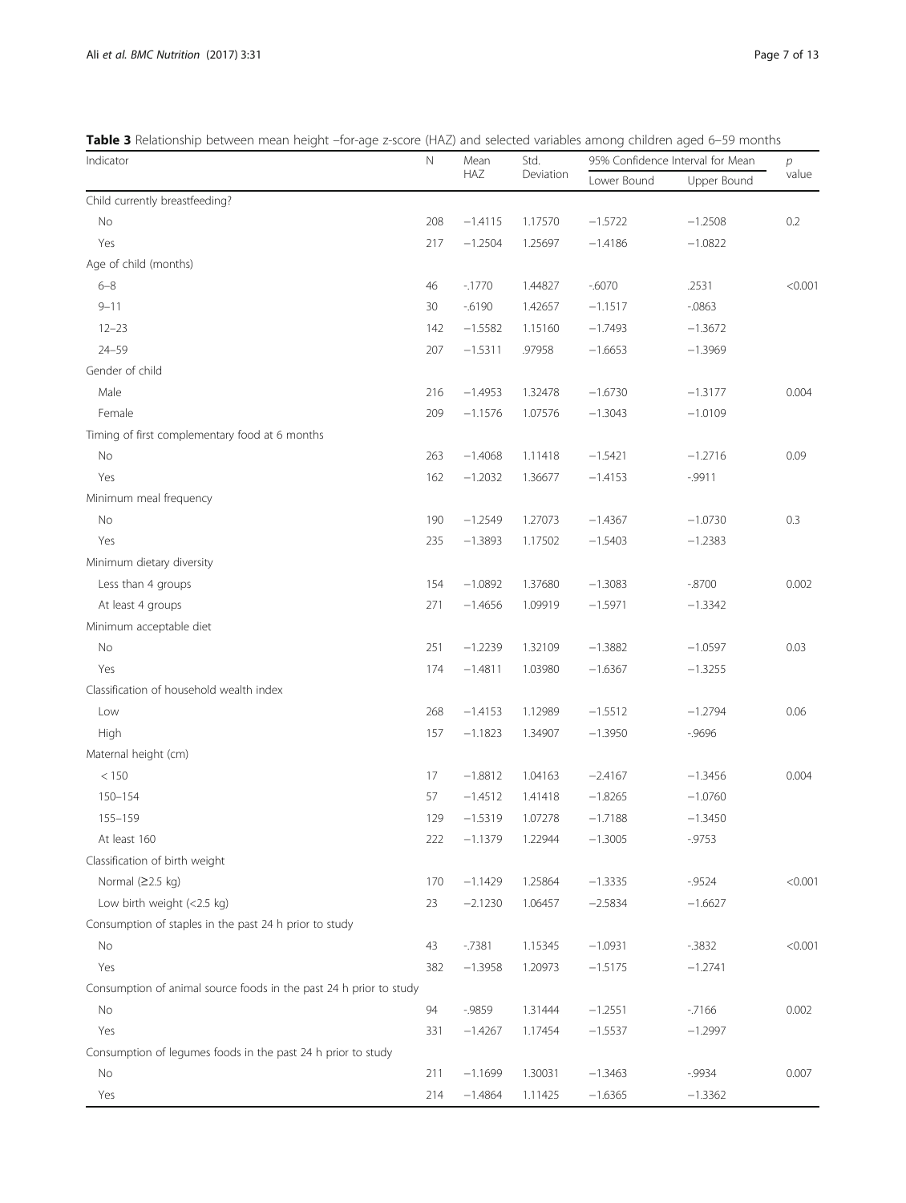**Table 3** Relationship between mean height –for-age z-score (HAZ) and selected variables among children aged 6–59 months

| Indicator | N | Mean HAZ | Std. Deviation | 95% Confidence Interval for Mean | | p value |
|---|---|---|---|---|---|---|
| | | | | Lower Bound | Upper Bound | |
| Child currently breastfeeding? | | | | | | |
| No | 208 | −1.4115 | 1.17570 | −1.5722 | −1.2508 | 0.2 |
| Yes | 217 | −1.2504 | 1.25697 | −1.4186 | −1.0822 | |
| Age of child (months) | | | | | | |
| 6–8 | 46 | -.1770 | 1.44827 | -.6070 | .2531 | <0.001 |
| 9–11 | 30 | -.6190 | 1.42657 | −1.1517 | -.0863 | |
| 12–23 | 142 | −1.5582 | 1.15160 | −1.7493 | −1.3672 | |
| 24–59 | 207 | −1.5311 | .97958 | −1.6653 | −1.3969 | |
| Gender of child | | | | | | |
| Male | 216 | −1.4953 | 1.32478 | −1.6730 | −1.3177 | 0.004 |
| Female | 209 | −1.1576 | 1.07576 | −1.3043 | −1.0109 | |
| Timing of first complementary food at 6 months | | | | | | |
| No | 263 | −1.4068 | 1.11418 | −1.5421 | −1.2716 | 0.09 |
| Yes | 162 | −1.2032 | 1.36677 | −1.4153 | -.9911 | |
| Minimum meal frequency | | | | | | |
| No | 190 | −1.2549 | 1.27073 | −1.4367 | −1.0730 | 0.3 |
| Yes | 235 | −1.3893 | 1.17502 | −1.5403 | −1.2383 | |
| Minimum dietary diversity | | | | | | |
| Less than 4 groups | 154 | −1.0892 | 1.37680 | −1.3083 | -.8700 | 0.002 |
| At least 4 groups | 271 | −1.4656 | 1.09919 | −1.5971 | −1.3342 | |
| Minimum acceptable diet | | | | | | |
| No | 251 | −1.2239 | 1.32109 | −1.3882 | −1.0597 | 0.03 |
| Yes | 174 | −1.4811 | 1.03980 | −1.6367 | −1.3255 | |
| Classification of household wealth index | | | | | | |
| Low | 268 | −1.4153 | 1.12989 | −1.5512 | −1.2794 | 0.06 |
| High | 157 | −1.1823 | 1.34907 | −1.3950 | -.9696 | |
| Maternal height (cm) | | | | | | |
| < 150 | 17 | −1.8812 | 1.04163 | −2.4167 | −1.3456 | 0.004 |
| 150–154 | 57 | −1.4512 | 1.41418 | −1.8265 | −1.0760 | |
| 155–159 | 129 | −1.5319 | 1.07278 | −1.7188 | −1.3450 | |
| At least 160 | 222 | −1.1379 | 1.22944 | −1.3005 | -.9753 | |
| Classification of birth weight | | | | | | |
| Normal (≥2.5 kg) | 170 | −1.1429 | 1.25864 | −1.3335 | -.9524 | <0.001 |
| Low birth weight (<2.5 kg) | 23 | −2.1230 | 1.06457 | −2.5834 | −1.6627 | |
| Consumption of staples in the past 24 h prior to study | | | | | | |
| No | 43 | -.7381 | 1.15345 | −1.0931 | -.3832 | <0.001 |
| Yes | 382 | −1.3958 | 1.20973 | −1.5175 | −1.2741 | |
| Consumption of animal source foods in the past 24 h prior to study | | | | | | |
| No | 94 | -.9859 | 1.31444 | −1.2551 | -.7166 | 0.002 |
| Yes | 331 | −1.4267 | 1.17454 | −1.5537 | −1.2997 | |
| Consumption of legumes foods in the past 24 h prior to study | | | | | | |
| No | 211 | −1.1699 | 1.30031 | −1.3463 | -.9934 | 0.007 |
| Yes | 214 | −1.4864 | 1.11425 | −1.6365 | −1.3362 | |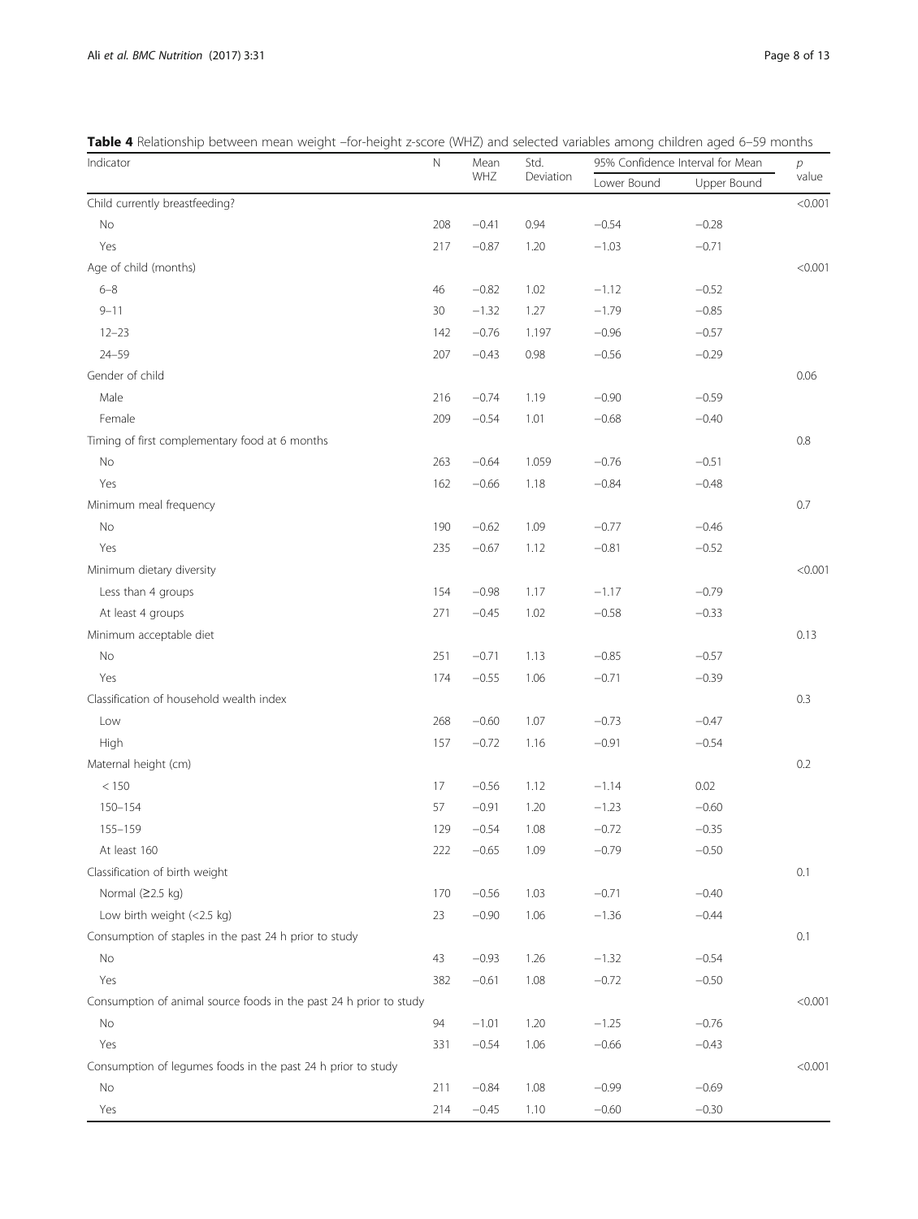**Table 4** Relationship between mean weight –for-height z-score (WHZ) and selected variables among children aged 6–59 months

| Indicator | N | Mean WHZ | Std. Deviation | 95% Confidence Interval for Mean | | *p* value |
|---|---|---|---|---|---|---|
| | | | | Lower Bound | Upper Bound | |
| Child currently breastfeeding? | | | | | | <0.001 |
| No | 208 | −0.41 | 0.94 | −0.54 | −0.28 | |
| Yes | 217 | −0.87 | 1.20 | −1.03 | −0.71 | |
| Age of child (months) | | | | | | <0.001 |
| 6–8 | 46 | −0.82 | 1.02 | −1.12 | −0.52 | |
| 9–11 | 30 | −1.32 | 1.27 | −1.79 | −0.85 | |
| 12–23 | 142 | −0.76 | 1.197 | −0.96 | −0.57 | |
| 24–59 | 207 | −0.43 | 0.98 | −0.56 | −0.29 | |
| Gender of child | | | | | | 0.06 |
| Male | 216 | −0.74 | 1.19 | −0.90 | −0.59 | |
| Female | 209 | −0.54 | 1.01 | −0.68 | −0.40 | |
| Timing of first complementary food at 6 months | | | | | | 0.8 |
| No | 263 | −0.64 | 1.059 | −0.76 | −0.51 | |
| Yes | 162 | −0.66 | 1.18 | −0.84 | −0.48 | |
| Minimum meal frequency | | | | | | 0.7 |
| No | 190 | −0.62 | 1.09 | −0.77 | −0.46 | |
| Yes | 235 | −0.67 | 1.12 | −0.81 | −0.52 | |
| Minimum dietary diversity | | | | | | <0.001 |
| Less than 4 groups | 154 | −0.98 | 1.17 | −1.17 | −0.79 | |
| At least 4 groups | 271 | −0.45 | 1.02 | −0.58 | −0.33 | |
| Minimum acceptable diet | | | | | | 0.13 |
| No | 251 | −0.71 | 1.13 | −0.85 | −0.57 | |
| Yes | 174 | −0.55 | 1.06 | −0.71 | −0.39 | |
| Classification of household wealth index | | | | | | 0.3 |
| Low | 268 | −0.60 | 1.07 | −0.73 | −0.47 | |
| High | 157 | −0.72 | 1.16 | −0.91 | −0.54 | |
| Maternal height (cm) | | | | | | 0.2 |
| < 150 | 17 | −0.56 | 1.12 | −1.14 | 0.02 | |
| 150–154 | 57 | −0.91 | 1.20 | −1.23 | −0.60 | |
| 155–159 | 129 | −0.54 | 1.08 | −0.72 | −0.35 | |
| At least 160 | 222 | −0.65 | 1.09 | −0.79 | −0.50 | |
| Classification of birth weight | | | | | | 0.1 |
| Normal (≥2.5 kg) | 170 | −0.56 | 1.03 | −0.71 | −0.40 | |
| Low birth weight (<2.5 kg) | 23 | −0.90 | 1.06 | −1.36 | −0.44 | |
| Consumption of staples in the past 24 h prior to study | | | | | | 0.1 |
| No | 43 | −0.93 | 1.26 | −1.32 | −0.54 | |
| Yes | 382 | −0.61 | 1.08 | −0.72 | −0.50 | |
| Consumption of animal source foods in the past 24 h prior to study | | | | | | <0.001 |
| No | 94 | −1.01 | 1.20 | −1.25 | −0.76 | |
| Yes | 331 | −0.54 | 1.06 | −0.66 | −0.43 | |
| Consumption of legumes foods in the past 24 h prior to study | | | | | | <0.001 |
| No | 211 | −0.84 | 1.08 | −0.99 | −0.69 | |
| Yes | 214 | −0.45 | 1.10 | −0.60 | −0.30 | |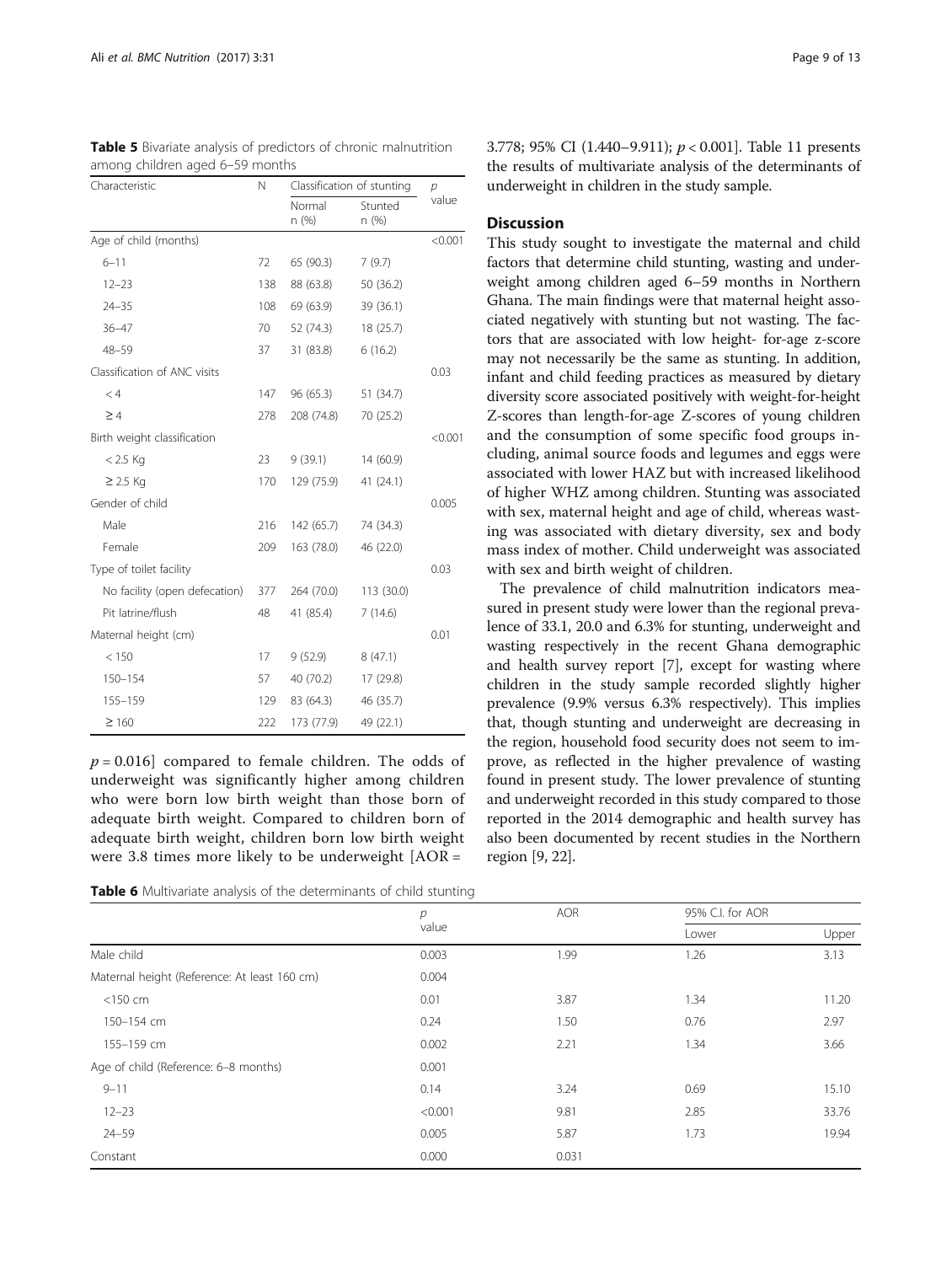**Table 5** Bivariate analysis of predictors of chronic malnutrition among children aged 6–59 months

| Characteristic | N | Classification of stunting | | p value |
|---|---|---|---|---|
| | | Normal n (%) | Stunted n (%) | |
| Age of child (months) | | | | <0.001 |
| 6–11 | 72 | 65 (90.3) | 7 (9.7) | |
| 12–23 | 138 | 88 (63.8) | 50 (36.2) | |
| 24–35 | 108 | 69 (63.9) | 39 (36.1) | |
| 36–47 | 70 | 52 (74.3) | 18 (25.7) | |
| 48–59 | 37 | 31 (83.8) | 6 (16.2) | |
| Classification of ANC visits | | | | 0.03 |
| < 4 | 147 | 96 (65.3) | 51 (34.7) | |
| ≥ 4 | 278 | 208 (74.8) | 70 (25.2) | |
| Birth weight classification | | | | <0.001 |
| < 2.5 Kg | 23 | 9 (39.1) | 14 (60.9) | |
| ≥ 2.5 Kg | 170 | 129 (75.9) | 41 (24.1) | |
| Gender of child | | | | 0.005 |
| Male | 216 | 142 (65.7) | 74 (34.3) | |
| Female | 209 | 163 (78.0) | 46 (22.0) | |
| Type of toilet facility | | | | 0.03 |
| No facility (open defecation) | 377 | 264 (70.0) | 113 (30.0) | |
| Pit latrine/flush | 48 | 41 (85.4) | 7 (14.6) | |
| Maternal height (cm) | | | | 0.01 |
| < 150 | 17 | 9 (52.9) | 8 (47.1) | |
| 150–154 | 57 | 40 (70.2) | 17 (29.8) | |
| 155–159 | 129 | 83 (64.3) | 46 (35.7) | |
| ≥ 160 | 222 | 173 (77.9) | 49 (22.1) | |

$p = 0.016$] compared to female children. The odds of underweight was significantly higher among children who were born low birth weight than those born of adequate birth weight. Compared to children born of adequate birth weight, children born low birth weight were 3.8 times more likely to be underweight [AOR = 3.778; 95% CI (1.440–9.911); $p < 0.001$]. Table 11 presents the results of multivariate analysis of the determinants of underweight in children in the study sample.

## Discussion

This study sought to investigate the maternal and child factors that determine child stunting, wasting and underweight among children aged 6–59 months in Northern Ghana. The main findings were that maternal height associated negatively with stunting but not wasting. The factors that are associated with low height- for-age z-score may not necessarily be the same as stunting. In addition, infant and child feeding practices as measured by dietary diversity score associated positively with weight-for-height Z-scores than length-for-age Z-scores of young children and the consumption of some specific food groups including, animal source foods and legumes and eggs were associated with lower HAZ but with increased likelihood of higher WHZ among children. Stunting was associated with sex, maternal height and age of child, whereas wasting was associated with dietary diversity, sex and body mass index of mother. Child underweight was associated with sex and birth weight of children.

The prevalence of child malnutrition indicators measured in present study were lower than the regional prevalence of 33.1, 20.0 and 6.3% for stunting, underweight and wasting respectively in the recent Ghana demographic and health survey report [7], except for wasting where children in the study sample recorded slightly higher prevalence (9.9% versus 6.3% respectively). This implies that, though stunting and underweight are decreasing in the region, household food security does not seem to improve, as reflected in the higher prevalence of wasting found in present study. The lower prevalence of stunting and underweight recorded in this study compared to those reported in the 2014 demographic and health survey has also been documented by recent studies in the Northern region [9, 22].

**Table 6** Multivariate analysis of the determinants of child stunting

| | p value | AOR | 95% C.I. for AOR | |
|---|---|---|---|---|
| | | | Lower | Upper |
| Male child | 0.003 | 1.99 | 1.26 | 3.13 |
| Maternal height (Reference: At least 160 cm) | 0.004 | | | |
| <150 cm | 0.01 | 3.87 | 1.34 | 11.20 |
| 150–154 cm | 0.24 | 1.50 | 0.76 | 2.97 |
| 155–159 cm | 0.002 | 2.21 | 1.34 | 3.66 |
| Age of child (Reference: 6–8 months) | 0.001 | | | |
| 9–11 | 0.14 | 3.24 | 0.69 | 15.10 |
| 12–23 | <0.001 | 9.81 | 2.85 | 33.76 |
| 24–59 | 0.005 | 5.87 | 1.73 | 19.94 |
| Constant | 0.000 | 0.031 | | |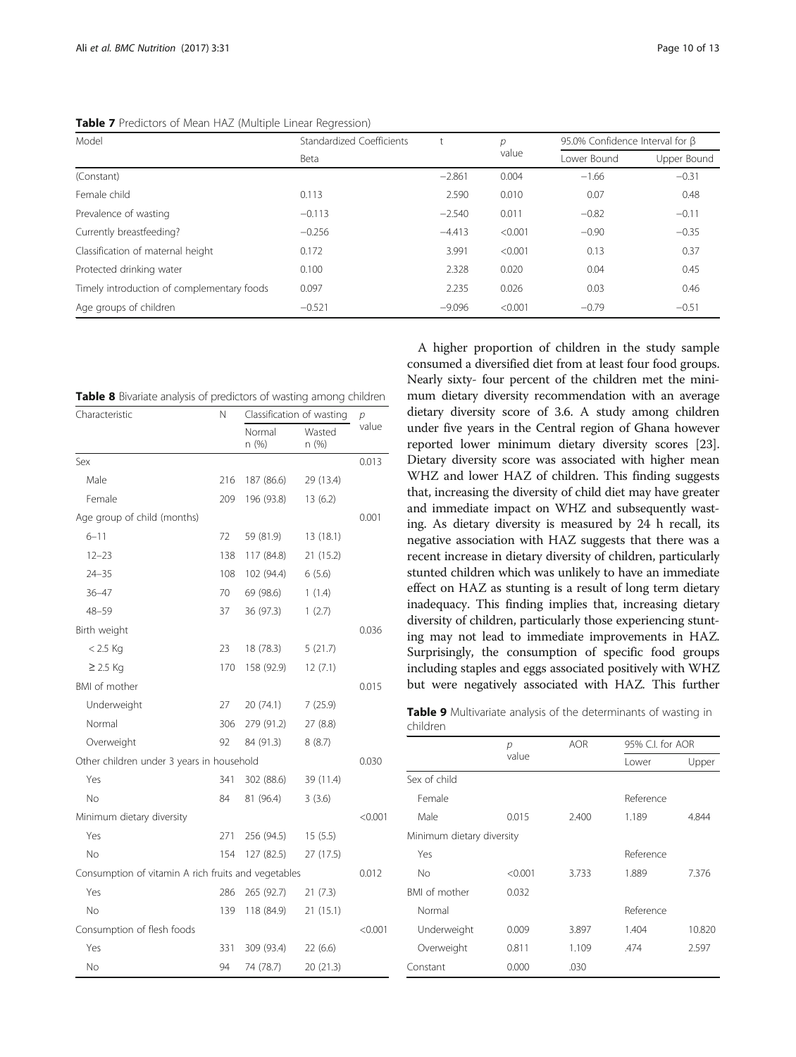**Table 7** Predictors of Mean HAZ (Multiple Linear Regression)

| Model | Standardized Coefficients | t | p value | 95.0% Confidence Interval for β | |
|---|---|---|---|---|---|
| | Beta | | | Lower Bound | Upper Bound |
| (Constant) | | −2.861 | 0.004 | −1.66 | −0.31 |
| Female child | 0.113 | 2.590 | 0.010 | 0.07 | 0.48 |
| Prevalence of wasting | −0.113 | −2.540 | 0.011 | −0.82 | −0.11 |
| Currently breastfeeding? | −0.256 | −4.413 | <0.001 | −0.90 | −0.35 |
| Classification of maternal height | 0.172 | 3.991 | <0.001 | 0.13 | 0.37 |
| Protected drinking water | 0.100 | 2.328 | 0.020 | 0.04 | 0.45 |
| Timely introduction of complementary foods | 0.097 | 2.235 | 0.026 | 0.03 | 0.46 |
| Age groups of children | −0.521 | −9.096 | <0.001 | −0.79 | −0.51 |

**Table 8** Bivariate analysis of predictors of wasting among children

| Characteristic | N | Classification of wasting | | p value |
|---|---|---|---|---|
| | | Normal n (%) | Wasted n (%) | |
| Sex | | | | 0.013 |
| Male | 216 | 187 (86.6) | 29 (13.4) | |
| Female | 209 | 196 (93.8) | 13 (6.2) | |
| Age group of child (months) | | | | 0.001 |
| 6–11 | 72 | 59 (81.9) | 13 (18.1) | |
| 12–23 | 138 | 117 (84.8) | 21 (15.2) | |
| 24–35 | 108 | 102 (94.4) | 6 (5.6) | |
| 36–47 | 70 | 69 (98.6) | 1 (1.4) | |
| 48–59 | 37 | 36 (97.3) | 1 (2.7) | |
| Birth weight | | | | 0.036 |
| < 2.5 Kg | 23 | 18 (78.3) | 5 (21.7) | |
| ≥ 2.5 Kg | 170 | 158 (92.9) | 12 (7.1) | |
| BMI of mother | | | | 0.015 |
| Underweight | 27 | 20 (74.1) | 7 (25.9) | |
| Normal | 306 | 279 (91.2) | 27 (8.8) | |
| Overweight | 92 | 84 (91.3) | 8 (8.7) | |
| Other children under 3 years in household | | | | 0.030 |
| Yes | 341 | 302 (88.6) | 39 (11.4) | |
| No | 84 | 81 (96.4) | 3 (3.6) | |
| Minimum dietary diversity | | | | <0.001 |
| Yes | 271 | 256 (94.5) | 15 (5.5) | |
| No | 154 | 127 (82.5) | 27 (17.5) | |
| Consumption of vitamin A rich fruits and vegetables | | | | 0.012 |
| Yes | 286 | 265 (92.7) | 21 (7.3) | |
| No | 139 | 118 (84.9) | 21 (15.1) | |
| Consumption of flesh foods | | | | <0.001 |
| Yes | 331 | 309 (93.4) | 22 (6.6) | |
| No | 94 | 74 (78.7) | 20 (21.3) | |

A higher proportion of children in the study sample consumed a diversified diet from at least four food groups. Nearly sixty- four percent of the children met the minimum dietary diversity recommendation with an average dietary diversity score of 3.6. A study among children under five years in the Central region of Ghana however reported lower minimum dietary diversity scores [23]. Dietary diversity score was associated with higher mean WHZ and lower HAZ of children. This finding suggests that, increasing the diversity of child diet may have greater and immediate impact on WHZ and subsequently wasting. As dietary diversity is measured by 24 h recall, its negative association with HAZ suggests that there was a recent increase in dietary diversity of children, particularly stunted children which was unlikely to have an immediate effect on HAZ as stunting is a result of long term dietary inadequacy. This finding implies that, increasing dietary diversity of children, particularly those experiencing stunting may not lead to immediate improvements in HAZ. Surprisingly, the consumption of specific food groups including staples and eggs associated positively with WHZ but were negatively associated with HAZ. This further

**Table 9** Multivariate analysis of the determinants of wasting in children

| | p value | AOR | 95% C.I. for AOR | |
|---|---|---|---|---|
| | | | Lower | Upper |
| Sex of child | | | | |
| Female | | | Reference | |
| Male | 0.015 | 2.400 | 1.189 | 4.844 |
| Minimum dietary diversity | | | | |
| Yes | | | Reference | |
| No | <0.001 | 3.733 | 1.889 | 7.376 |
| BMI of mother | 0.032 | | | |
| Normal | | | Reference | |
| Underweight | 0.009 | 3.897 | 1.404 | 10.820 |
| Overweight | 0.811 | 1.109 | .474 | 2.597 |
| Constant | 0.000 | .030 | | |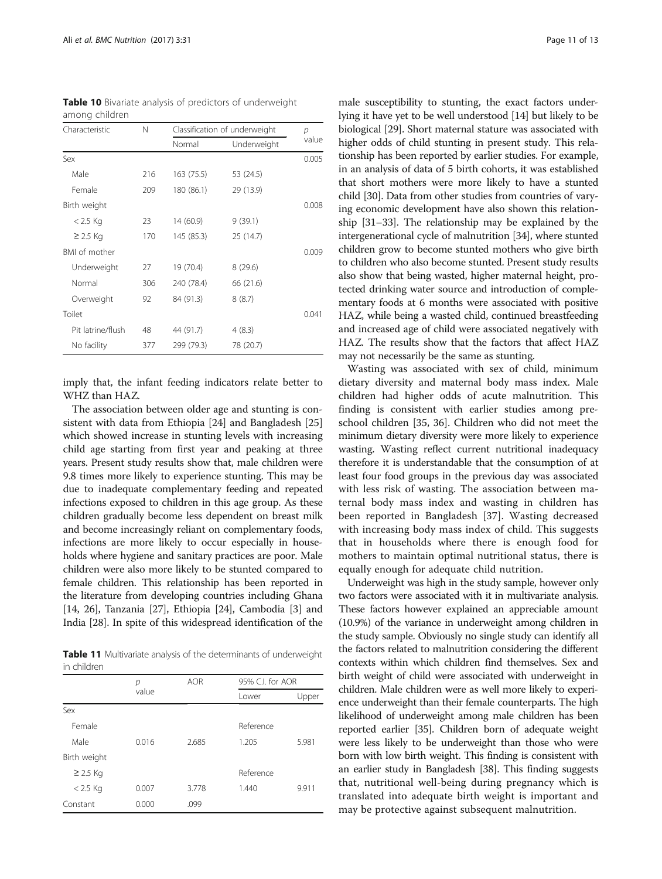**Table 10** Bivariate analysis of predictors of underweight among children

| Characteristic | N | Classification of underweight | | p value |
|---|---|---|---|---|
| | | Normal | Underweight | |
| Sex | | | | 0.005 |
| Male | 216 | 163 (75.5) | 53 (24.5) | |
| Female | 209 | 180 (86.1) | 29 (13.9) | |
| Birth weight | | | | 0.008 |
| < 2.5 Kg | 23 | 14 (60.9) | 9 (39.1) | |
| ≥ 2.5 Kg | 170 | 145 (85.3) | 25 (14.7) | |
| BMI of mother | | | | 0.009 |
| Underweight | 27 | 19 (70.4) | 8 (29.6) | |
| Normal | 306 | 240 (78.4) | 66 (21.6) | |
| Overweight | 92 | 84 (91.3) | 8 (8.7) | |
| Toilet | | | | 0.041 |
| Pit latrine/flush | 48 | 44 (91.7) | 4 (8.3) | |
| No facility | 377 | 299 (79.3) | 78 (20.7) | |

imply that, the infant feeding indicators relate better to WHZ than HAZ.

The association between older age and stunting is consistent with data from Ethiopia [24] and Bangladesh [25] which showed increase in stunting levels with increasing child age starting from first year and peaking at three years. Present study results show that, male children were 9.8 times more likely to experience stunting. This may be due to inadequate complementary feeding and repeated infections exposed to children in this age group. As these children gradually become less dependent on breast milk and become increasingly reliant on complementary foods, infections are more likely to occur especially in households where hygiene and sanitary practices are poor. Male children were also more likely to be stunted compared to female children. This relationship has been reported in the literature from developing countries including Ghana [14, 26], Tanzania [27], Ethiopia [24], Cambodia [3] and India [28]. In spite of this widespread identification of the

**Table 11** Multivariate analysis of the determinants of underweight in children

| | p value | AOR | 95% C.I. for AOR | |
|---|---|---|---|---|
| | | | Lower | Upper |
| Sex | | | | |
| Female | | | Reference | |
| Male | 0.016 | 2.685 | 1.205 | 5.981 |
| Birth weight | | | | |
| ≥ 2.5 Kg | | | Reference | |
| < 2.5 Kg | 0.007 | 3.778 | 1.440 | 9.911 |
| Constant | 0.000 | .099 | | |

male susceptibility to stunting, the exact factors underlying it have yet to be well understood [14] but likely to be biological [29]. Short maternal stature was associated with higher odds of child stunting in present study. This relationship has been reported by earlier studies. For example, in an analysis of data of 5 birth cohorts, it was established that short mothers were more likely to have a stunted child [30]. Data from other studies from countries of varying economic development have also shown this relationship [31–33]. The relationship may be explained by the intergenerational cycle of malnutrition [34], where stunted children grow to become stunted mothers who give birth to children who also become stunted. Present study results also show that being wasted, higher maternal height, protected drinking water source and introduction of complementary foods at 6 months were associated with positive HAZ, while being a wasted child, continued breastfeeding and increased age of child were associated negatively with HAZ. The results show that the factors that affect HAZ may not necessarily be the same as stunting.

Wasting was associated with sex of child, minimum dietary diversity and maternal body mass index. Male children had higher odds of acute malnutrition. This finding is consistent with earlier studies among preschool children [35, 36]. Children who did not meet the minimum dietary diversity were more likely to experience wasting. Wasting reflect current nutritional inadequacy therefore it is understandable that the consumption of at least four food groups in the previous day was associated with less risk of wasting. The association between maternal body mass index and wasting in children has been reported in Bangladesh [37]. Wasting decreased with increasing body mass index of child. This suggests that in households where there is enough food for mothers to maintain optimal nutritional status, there is equally enough for adequate child nutrition.

Underweight was high in the study sample, however only two factors were associated with it in multivariate analysis. These factors however explained an appreciable amount (10.9%) of the variance in underweight among children in the study sample. Obviously no single study can identify all the factors related to malnutrition considering the different contexts within which children find themselves. Sex and birth weight of child were associated with underweight in children. Male children were as well more likely to experience underweight than their female counterparts. The high likelihood of underweight among male children has been reported earlier [35]. Children born of adequate weight were less likely to be underweight than those who were born with low birth weight. This finding is consistent with an earlier study in Bangladesh [38]. This finding suggests that, nutritional well-being during pregnancy which is translated into adequate birth weight is important and may be protective against subsequent malnutrition.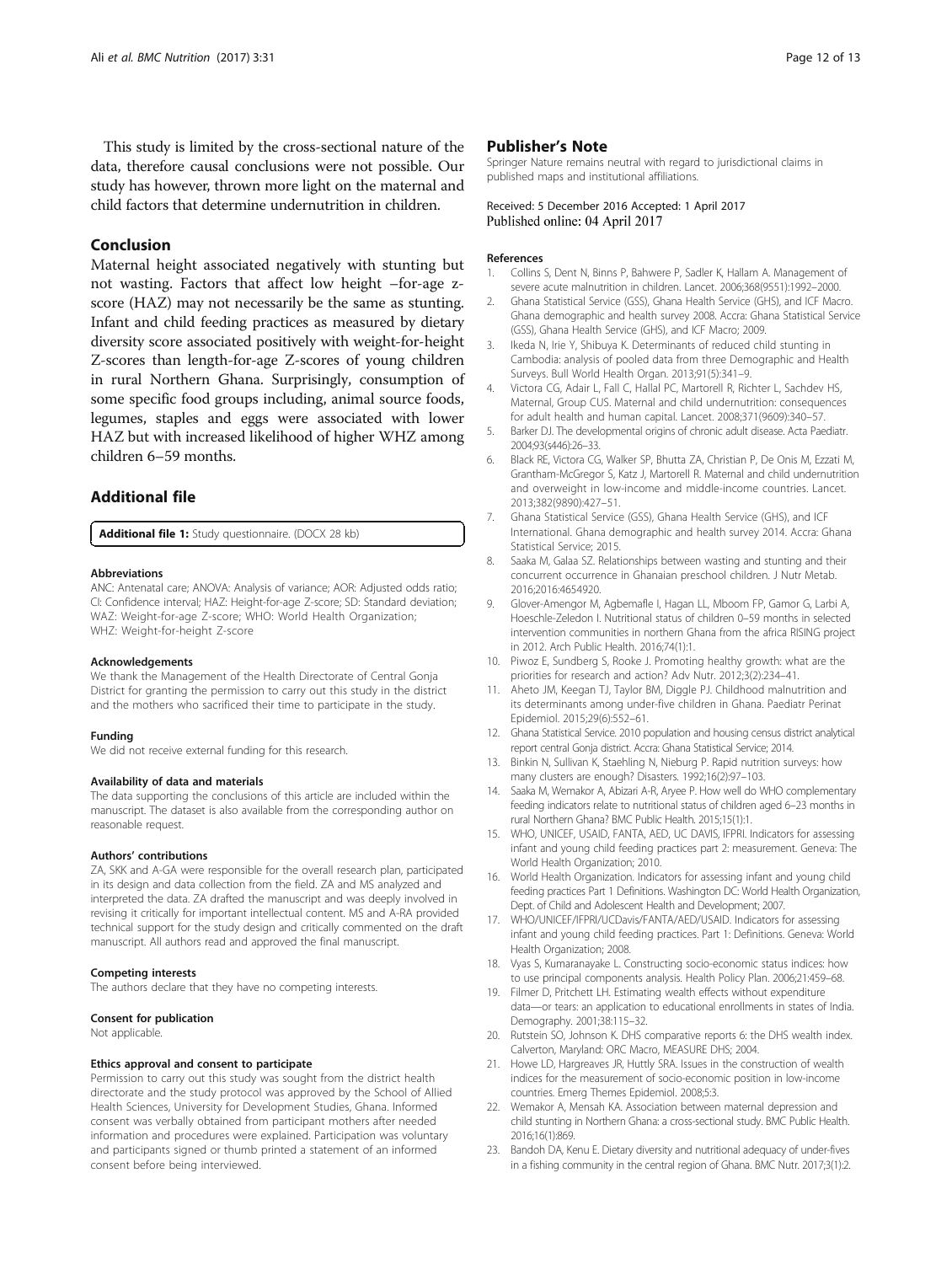This study is limited by the cross-sectional nature of the data, therefore causal conclusions were not possible. Our study has however, thrown more light on the maternal and child factors that determine undernutrition in children.

## Conclusion

Maternal height associated negatively with stunting but not wasting. Factors that affect low height –for-age z-score (HAZ) may not necessarily be the same as stunting. Infant and child feeding practices as measured by dietary diversity score associated positively with weight-for-height Z-scores than length-for-age Z-scores of young children in rural Northern Ghana. Surprisingly, consumption of some specific food groups including, animal source foods, legumes, staples and eggs were associated with lower HAZ but with increased likelihood of higher WHZ among children 6–59 months.

## Additional file

**Additional file 1:** Study questionnaire. (DOCX 28 kb)

### Abbreviations

ANC: Antenatal care; ANOVA: Analysis of variance; AOR: Adjusted odds ratio; CI: Confidence interval; HAZ: Height-for-age Z-score; SD: Standard deviation; WAZ: Weight-for-age Z-score; WHO: World Health Organization; WHZ: Weight-for-height Z-score

### Acknowledgements

We thank the Management of the Health Directorate of Central Gonja District for granting the permission to carry out this study in the district and the mothers who sacrificed their time to participate in the study.

### Funding

We did not receive external funding for this research.

### Availability of data and materials

The data supporting the conclusions of this article are included within the manuscript. The dataset is also available from the corresponding author on reasonable request.

### Authors' contributions

ZA, SKK and A-GA were responsible for the overall research plan, participated in its design and data collection from the field. ZA and MS analyzed and interpreted the data. ZA drafted the manuscript and was deeply involved in revising it critically for important intellectual content. MS and A-RA provided technical support for the study design and critically commented on the draft manuscript. All authors read and approved the final manuscript.

### Competing interests

The authors declare that they have no competing interests.

### Consent for publication

Not applicable.

### Ethics approval and consent to participate

Permission to carry out this study was sought from the district health directorate and the study protocol was approved by the School of Allied Health Sciences, University for Development Studies, Ghana. Informed consent was verbally obtained from participant mothers after needed information and procedures were explained. Participation was voluntary and participants signed or thumb printed a statement of an informed consent before being interviewed.

## Publisher's Note

Springer Nature remains neutral with regard to jurisdictional claims in published maps and institutional affiliations.

Received: 5 December 2016 Accepted: 1 April 2017
Published online: 04 April 2017

### References

1. Collins S, Dent N, Binns P, Bahwere P, Sadler K, Hallam A. Management of severe acute malnutrition in children. Lancet. 2006;368(9551):1992–2000.
2. Ghana Statistical Service (GSS), Ghana Health Service (GHS), and ICF Macro. Ghana demographic and health survey 2008. Accra: Ghana Statistical Service (GSS), Ghana Health Service (GHS), and ICF Macro; 2009.
3. Ikeda N, Irie Y, Shibuya K. Determinants of reduced child stunting in Cambodia: analysis of pooled data from three Demographic and Health Surveys. Bull World Health Organ. 2013;91(5):341–9.
4. Victora CG, Adair L, Fall C, Hallal PC, Martorell R, Richter L, Sachdev HS, Maternal, Group CUS. Maternal and child undernutrition: consequences for adult health and human capital. Lancet. 2008;371(9609):340–57.
5. Barker DJ. The developmental origins of chronic adult disease. Acta Paediatr. 2004;93(s446):26–33.
6. Black RE, Victora CG, Walker SP, Bhutta ZA, Christian P, De Onis M, Ezzati M, Grantham-McGregor S, Katz J, Martorell R. Maternal and child undernutrition and overweight in low-income and middle-income countries. Lancet. 2013;382(9890):427–51.
7. Ghana Statistical Service (GSS), Ghana Health Service (GHS), and ICF International. Ghana demographic and health survey 2014. Accra: Ghana Statistical Service; 2015.
8. Saaka M, Galaa SZ. Relationships between wasting and stunting and their concurrent occurrence in Ghanaian preschool children. J Nutr Metab. 2016;2016:4654920.
9. Glover-Amengor M, Agbemafle I, Hagan LL, Mboom FP, Gamor G, Larbi A, Hoeschle-Zeledon I. Nutritional status of children 0–59 months in selected intervention communities in northern Ghana from the africa RISING project in 2012. Arch Public Health. 2016;74(1):1.
10. Piwoz E, Sundberg S, Rooke J. Promoting healthy growth: what are the priorities for research and action? Adv Nutr. 2012;3(2):234–41.
11. Aheto JM, Keegan TJ, Taylor BM, Diggle PJ. Childhood malnutrition and its determinants among under-five children in Ghana. Paediatr Perinat Epidemiol. 2015;29(6):552–61.
12. Ghana Statistical Service. 2010 population and housing census district analytical report central Gonja district. Accra: Ghana Statistical Service; 2014.
13. Binkin N, Sullivan K, Staehling N, Nieburg P. Rapid nutrition surveys: how many clusters are enough? Disasters. 1992;16(2):97–103.
14. Saaka M, Wemakor A, Abizari A-R, Aryee P. How well do WHO complementary feeding indicators relate to nutritional status of children aged 6–23 months in rural Northern Ghana? BMC Public Health. 2015;15(1):1.
15. WHO, UNICEF, USAID, FANTA, AED, UC DAVIS, IFPRI. Indicators for assessing infant and young child feeding practices part 2: measurement. Geneva: The World Health Organization; 2010.
16. World Health Organization. Indicators for assessing infant and young child feeding practices Part 1 Definitions. Washington DC: World Health Organization, Dept. of Child and Adolescent Health and Development; 2007.
17. WHO/UNICEF/IFPRI/UCDavis/FANTA/AED/USAID. Indicators for assessing infant and young child feeding practices. Part 1: Definitions. Geneva: World Health Organization; 2008.
18. Vyas S, Kumaranayake L. Constructing socio-economic status indices: how to use principal components analysis. Health Policy Plan. 2006;21:459–68.
19. Filmer D, Pritchett LH. Estimating wealth effects without expenditure data—or tears: an application to educational enrollments in states of India. Demography. 2001;38:115–32.
20. Rutstein SO, Johnson K. DHS comparative reports 6: the DHS wealth index. Calverton, Maryland: ORC Macro, MEASURE DHS; 2004.
21. Howe LD, Hargreaves JR, Huttly SRA. Issues in the construction of wealth indices for the measurement of socio-economic position in low-income countries. Emerg Themes Epidemiol. 2008;5:3.
22. Wemakor A, Mensah KA. Association between maternal depression and child stunting in Northern Ghana: a cross-sectional study. BMC Public Health. 2016;16(1):869.
23. Bandoh DA, Kenu E. Dietary diversity and nutritional adequacy of under-fives in a fishing community in the central region of Ghana. BMC Nutr. 2017;3(1):2.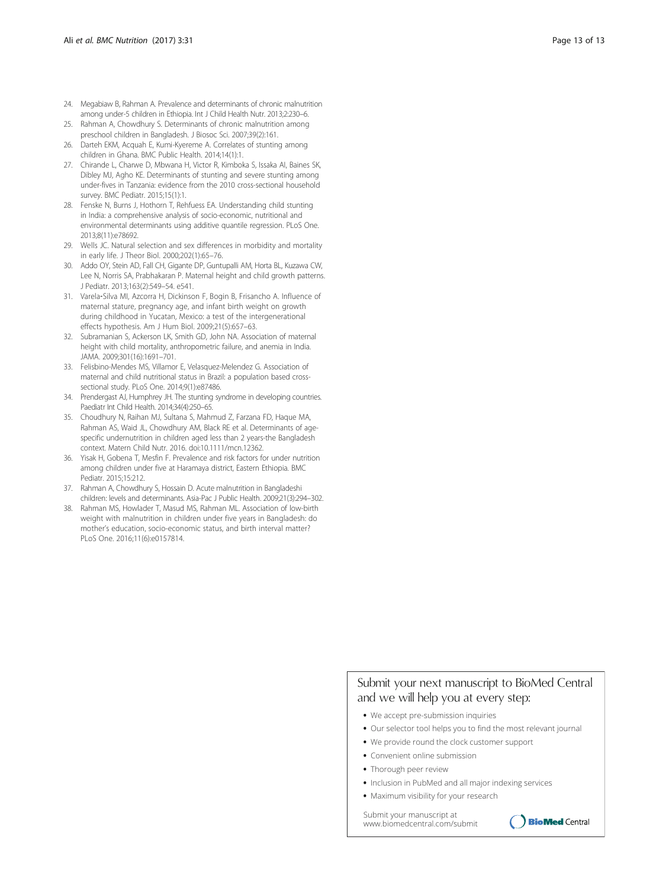24. Megabiaw B, Rahman A. Prevalence and determinants of chronic malnutrition among under-5 children in Ethiopia. Int J Child Health Nutr. 2013;2:230–6.
25. Rahman A, Chowdhury S. Determinants of chronic malnutrition among preschool children in Bangladesh. J Biosoc Sci. 2007;39(2):161.
26. Darteh EKM, Acquah E, Kumi-Kyereme A. Correlates of stunting among children in Ghana. BMC Public Health. 2014;14(1):1.
27. Chirande L, Charwe D, Mbwana H, Victor R, Kimboka S, Issaka AI, Baines SK, Dibley MJ, Agho KE. Determinants of stunting and severe stunting among under-fives in Tanzania: evidence from the 2010 cross-sectional household survey. BMC Pediatr. 2015;15(1):1.
28. Fenske N, Burns J, Hothorn T, Rehfuess EA. Understanding child stunting in India: a comprehensive analysis of socio-economic, nutritional and environmental determinants using additive quantile regression. PLoS One. 2013;8(11):e78692.
29. Wells JC. Natural selection and sex differences in morbidity and mortality in early life. J Theor Biol. 2000;202(1):65–76.
30. Addo OY, Stein AD, Fall CH, Gigante DP, Guntupalli AM, Horta BL, Kuzawa CW, Lee N, Norris SA, Prabhakaran P. Maternal height and child growth patterns. J Pediatr. 2013;163(2):549–54. e541.
31. Varela-Silva MI, Azcorra H, Dickinson F, Bogin B, Frisancho A. Influence of maternal stature, pregnancy age, and infant birth weight on growth during childhood in Yucatan, Mexico: a test of the intergenerational effects hypothesis. Am J Hum Biol. 2009;21(5):657–63.
32. Subramanian S, Ackerson LK, Smith GD, John NA. Association of maternal height with child mortality, anthropometric failure, and anemia in India. JAMA. 2009;301(16):1691–701.
33. Felisbino-Mendes MS, Villamor E, Velasquez-Melendez G. Association of maternal and child nutritional status in Brazil: a population based cross-sectional study. PLoS One. 2014;9(1):e87486.
34. Prendergast AJ, Humphrey JH. The stunting syndrome in developing countries. Paediatr Int Child Health. 2014;34(4):250–65.
35. Choudhury N, Raihan MJ, Sultana S, Mahmud Z, Farzana FD, Haque MA, Rahman AS, Waid JL, Chowdhury AM, Black RE et al. Determinants of age-specific undernutrition in children aged less than 2 years-the Bangladesh context. Matern Child Nutr. 2016. doi:10.1111/mcn.12362.
36. Yisak H, Gobena T, Mesfin F. Prevalence and risk factors for under nutrition among children under five at Haramaya district, Eastern Ethiopia. BMC Pediatr. 2015;15:212.
37. Rahman A, Chowdhury S, Hossain D. Acute malnutrition in Bangladeshi children: levels and determinants. Asia-Pac J Public Health. 2009;21(3):294–302.
38. Rahman MS, Howlader T, Masud MS, Rahman ML. Association of low-birth weight with malnutrition in children under five years in Bangladesh: do mother's education, socio-economic status, and birth interval matter? PLoS One. 2016;11(6):e0157814.

Submit your next manuscript to BioMed Central and we will help you at every step:

- We accept pre-submission inquiries
- Our selector tool helps you to find the most relevant journal
- We provide round the clock customer support
- Convenient online submission
- Thorough peer review
- Inclusion in PubMed and all major indexing services
- Maximum visibility for your research

Submit your manuscript at www.biomedcentral.com/submit

BioMed Central